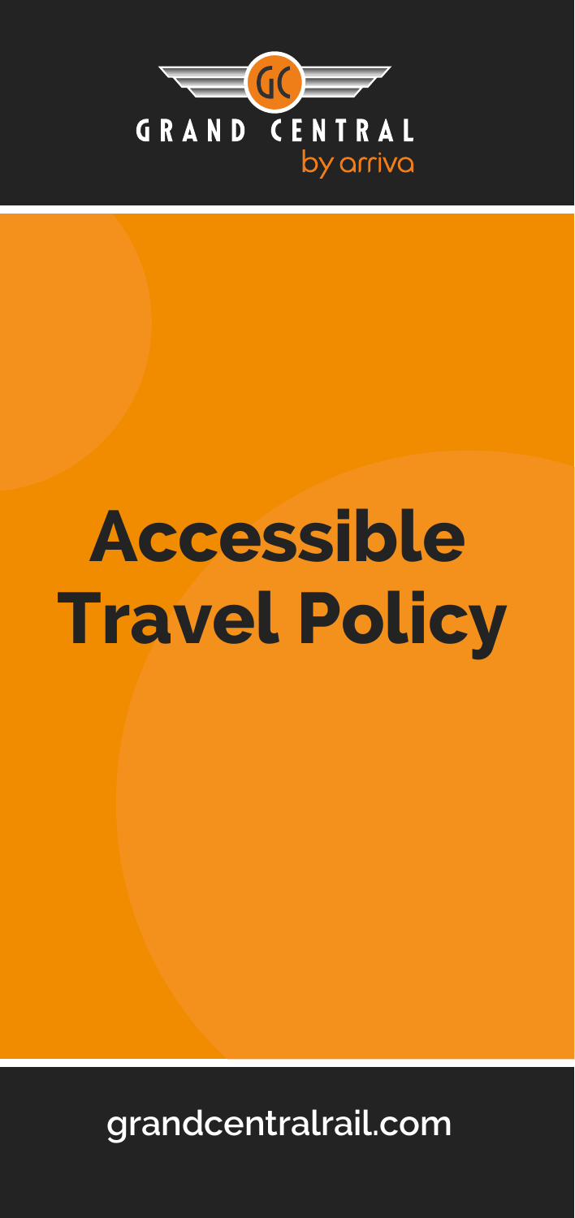GRAND CENTRAL
by arriva

# Accessible Travel Policy

grandcentralrail.com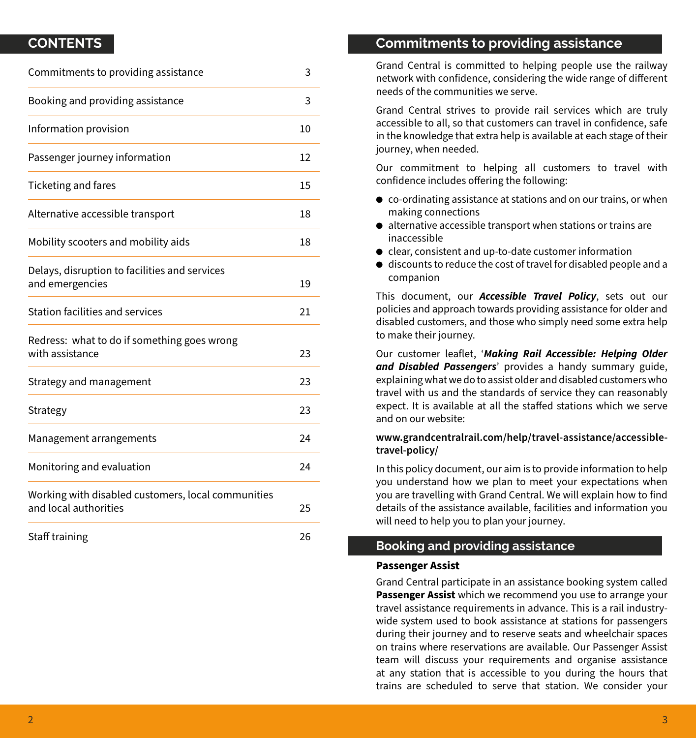## CONTENTS

| | |
|---|---|
| Commitments to providing assistance | 3 |
| Booking and providing assistance | 3 |
| Information provision | 10 |
| Passenger journey information | 12 |
| Ticketing and fares | 15 |
| Alternative accessible transport | 18 |
| Mobility scooters and mobility aids | 18 |
| Delays, disruption to facilities and services and emergencies | 19 |
| Station facilities and services | 21 |
| Redress: what to do if something goes wrong with assistance | 23 |
| Strategy and management | 23 |
| Strategy | 23 |
| Management arrangements | 24 |
| Monitoring and evaluation | 24 |
| Working with disabled customers, local communities and local authorities | 25 |
| Staff training | 26 |

## Commitments to providing assistance

Grand Central is committed to helping people use the railway network with confidence, considering the wide range of different needs of the communities we serve.

Grand Central strives to provide rail services which are truly accessible to all, so that customers can travel in confidence, safe in the knowledge that extra help is available at each stage of their journey, when needed.

Our commitment to helping all customers to travel with confidence includes offering the following:

- co-ordinating assistance at stations and on our trains, or when making connections
- alternative accessible transport when stations or trains are inaccessible
- clear, consistent and up-to-date customer information
- discounts to reduce the cost of travel for disabled people and a companion

This document, our ***Accessible Travel Policy***, sets out our policies and approach towards providing assistance for older and disabled customers, and those who simply need some extra help to make their journey.

Our customer leaflet, '***Making Rail Accessible: Helping Older and Disabled Passengers***' provides a handy summary guide, explaining what we do to assist older and disabled customers who travel with us and the standards of service they can reasonably expect. It is available at all the staffed stations which we serve and on our website:

**www.grandcentralrail.com/help/travel-assistance/accessible-travel-policy/**

In this policy document, our aim is to provide information to help you understand how we plan to meet your expectations when you are travelling with Grand Central. We will explain how to find details of the assistance available, facilities and information you will need to help you to plan your journey.

## Booking and providing assistance

### Passenger Assist

Grand Central participate in an assistance booking system called **Passenger Assist** which we recommend you use to arrange your travel assistance requirements in advance. This is a rail industry-wide system used to book assistance at stations for passengers during their journey and to reserve seats and wheelchair spaces on trains where reservations are available. Our Passenger Assist team will discuss your requirements and organise assistance at any station that is accessible to you during the hours that trains are scheduled to serve that station. We consider your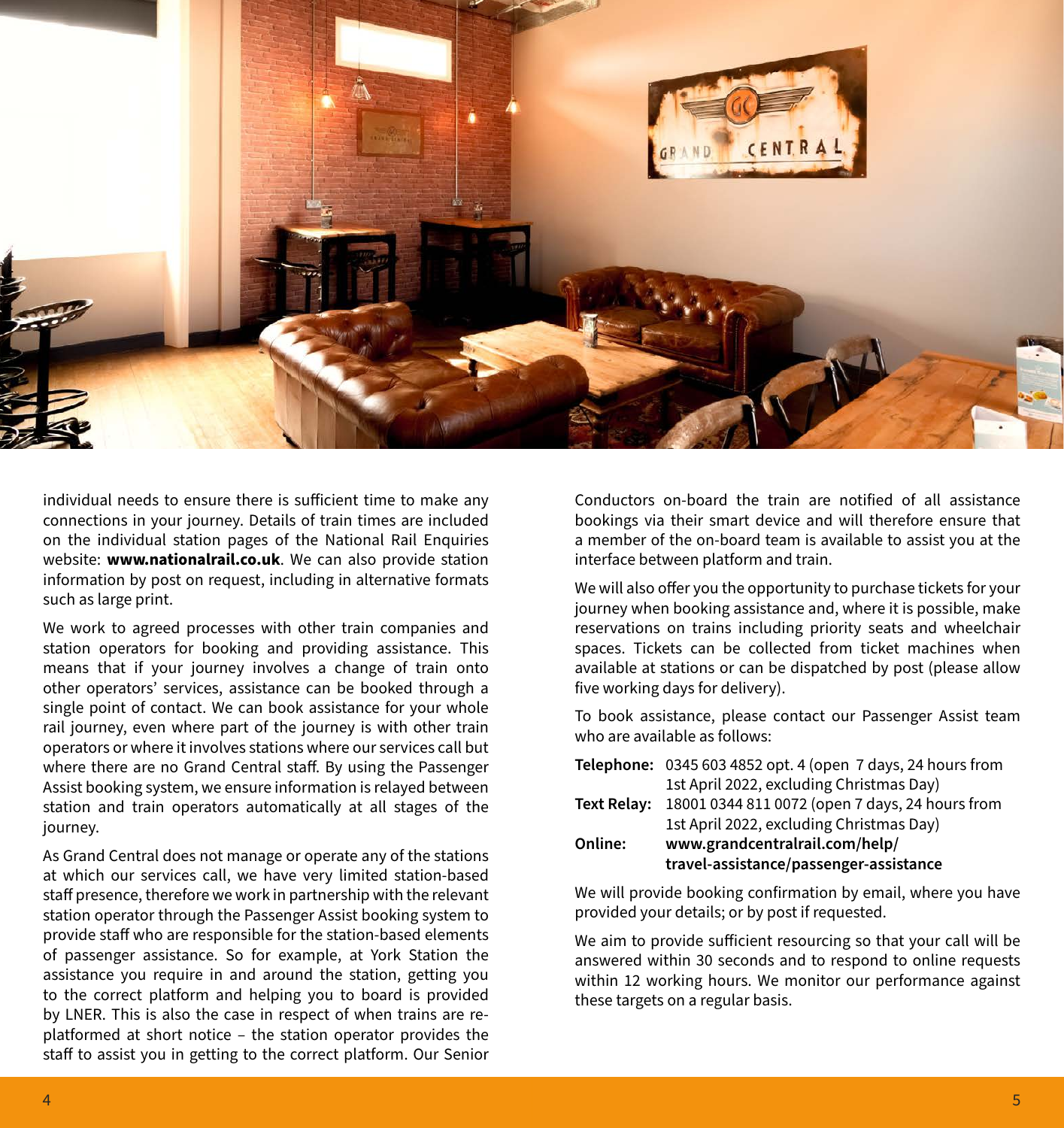individual needs to ensure there is sufficient time to make any connections in your journey. Details of train times are included on the individual station pages of the National Rail Enquiries website: **www.nationalrail.co.uk**. We can also provide station information by post on request, including in alternative formats such as large print.

We work to agreed processes with other train companies and station operators for booking and providing assistance. This means that if your journey involves a change of train onto other operators' services, assistance can be booked through a single point of contact. We can book assistance for your whole rail journey, even where part of the journey is with other train operators or where it involves stations where our services call but where there are no Grand Central staff. By using the Passenger Assist booking system, we ensure information is relayed between station and train operators automatically at all stages of the journey.

As Grand Central does not manage or operate any of the stations at which our services call, we have very limited station-based staff presence, therefore we work in partnership with the relevant station operator through the Passenger Assist booking system to provide staff who are responsible for the station-based elements of passenger assistance. So for example, at York Station the assistance you require in and around the station, getting you to the correct platform and helping you to board is provided by LNER. This is also the case in respect of when trains are re-platformed at short notice – the station operator provides the staff to assist you in getting to the correct platform. Our Senior Conductors on-board the train are notified of all assistance bookings via their smart device and will therefore ensure that a member of the on-board team is available to assist you at the interface between platform and train.

We will also offer you the opportunity to purchase tickets for your journey when booking assistance and, where it is possible, make reservations on trains including priority seats and wheelchair spaces. Tickets can be collected from ticket machines when available at stations or can be dispatched by post (please allow five working days for delivery).

To book assistance, please contact our Passenger Assist team who are available as follows:

**Telephone:** 0345 603 4852 opt. 4 (open 7 days, 24 hours from 1st April 2022, excluding Christmas Day)
**Text Relay:** 18001 0344 811 0072 (open 7 days, 24 hours from 1st April 2022, excluding Christmas Day)
**Online:** **www.grandcentralrail.com/help/travel-assistance/passenger-assistance**

We will provide booking confirmation by email, where you have provided your details; or by post if requested.

We aim to provide sufficient resourcing so that your call will be answered within 30 seconds and to respond to online requests within 12 working hours. We monitor our performance against these targets on a regular basis.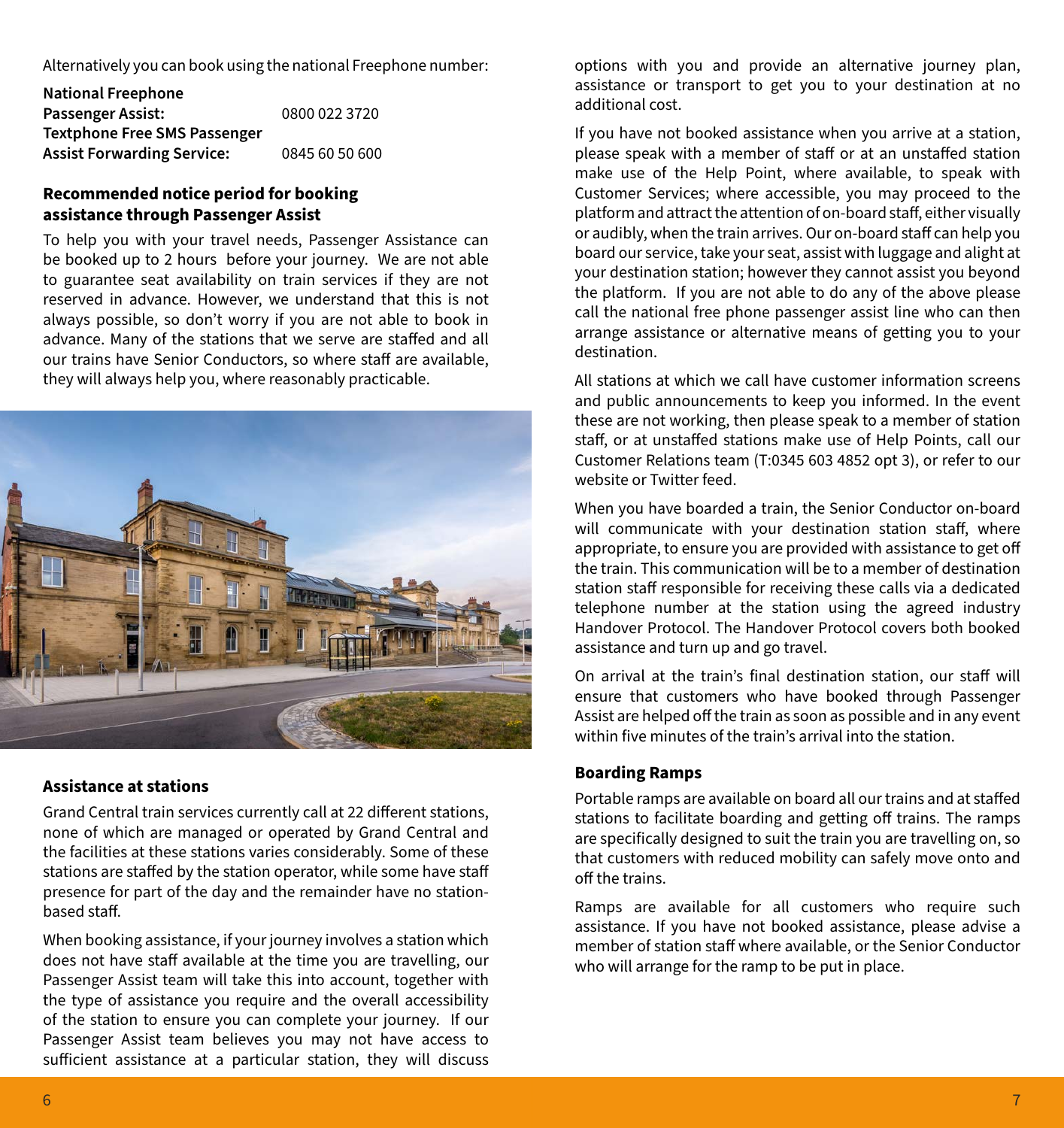Alternatively you can book using the national Freephone number:

| | |
|---|---|
| **National Freephone Passenger Assist:** | 0800 022 3720 |
| **Textphone Free SMS Passenger Assist Forwarding Service:** | 0845 60 50 600 |

### Recommended notice period for booking assistance through Passenger Assist

To help you with your travel needs, Passenger Assistance can be booked up to 2 hours before your journey. We are not able to guarantee seat availability on train services if they are not reserved in advance. However, we understand that this is not always possible, so don't worry if you are not able to book in advance. Many of the stations that we serve are staffed and all our trains have Senior Conductors, so where staff are available, they will always help you, where reasonably practicable.

### Assistance at stations

Grand Central train services currently call at 22 different stations, none of which are managed or operated by Grand Central and the facilities at these stations varies considerably. Some of these stations are staffed by the station operator, while some have staff presence for part of the day and the remainder have no station-based staff.

When booking assistance, if your journey involves a station which does not have staff available at the time you are travelling, our Passenger Assist team will take this into account, together with the type of assistance you require and the overall accessibility of the station to ensure you can complete your journey. If our Passenger Assist team believes you may not have access to sufficient assistance at a particular station, they will discuss options with you and provide an alternative journey plan, assistance or transport to get you to your destination at no additional cost.

If you have not booked assistance when you arrive at a station, please speak with a member of staff or at an unstaffed station make use of the Help Point, where available, to speak with Customer Services; where accessible, you may proceed to the platform and attract the attention of on-board staff, either visually or audibly, when the train arrives. Our on-board staff can help you board our service, take your seat, assist with luggage and alight at your destination station; however they cannot assist you beyond the platform. If you are not able to do any of the above please call the national free phone passenger assist line who can then arrange assistance or alternative means of getting you to your destination.

All stations at which we call have customer information screens and public announcements to keep you informed. In the event these are not working, then please speak to a member of station staff, or at unstaffed stations make use of Help Points, call our Customer Relations team (T:0345 603 4852 opt 3), or refer to our website or Twitter feed.

When you have boarded a train, the Senior Conductor on-board will communicate with your destination station staff, where appropriate, to ensure you are provided with assistance to get off the train. This communication will be to a member of destination station staff responsible for receiving these calls via a dedicated telephone number at the station using the agreed industry Handover Protocol. The Handover Protocol covers both booked assistance and turn up and go travel.

On arrival at the train's final destination station, our staff will ensure that customers who have booked through Passenger Assist are helped off the train as soon as possible and in any event within five minutes of the train's arrival into the station.

### Boarding Ramps

Portable ramps are available on board all our trains and at staffed stations to facilitate boarding and getting off trains. The ramps are specifically designed to suit the train you are travelling on, so that customers with reduced mobility can safely move onto and off the trains.

Ramps are available for all customers who require such assistance. If you have not booked assistance, please advise a member of station staff where available, or the Senior Conductor who will arrange for the ramp to be put in place.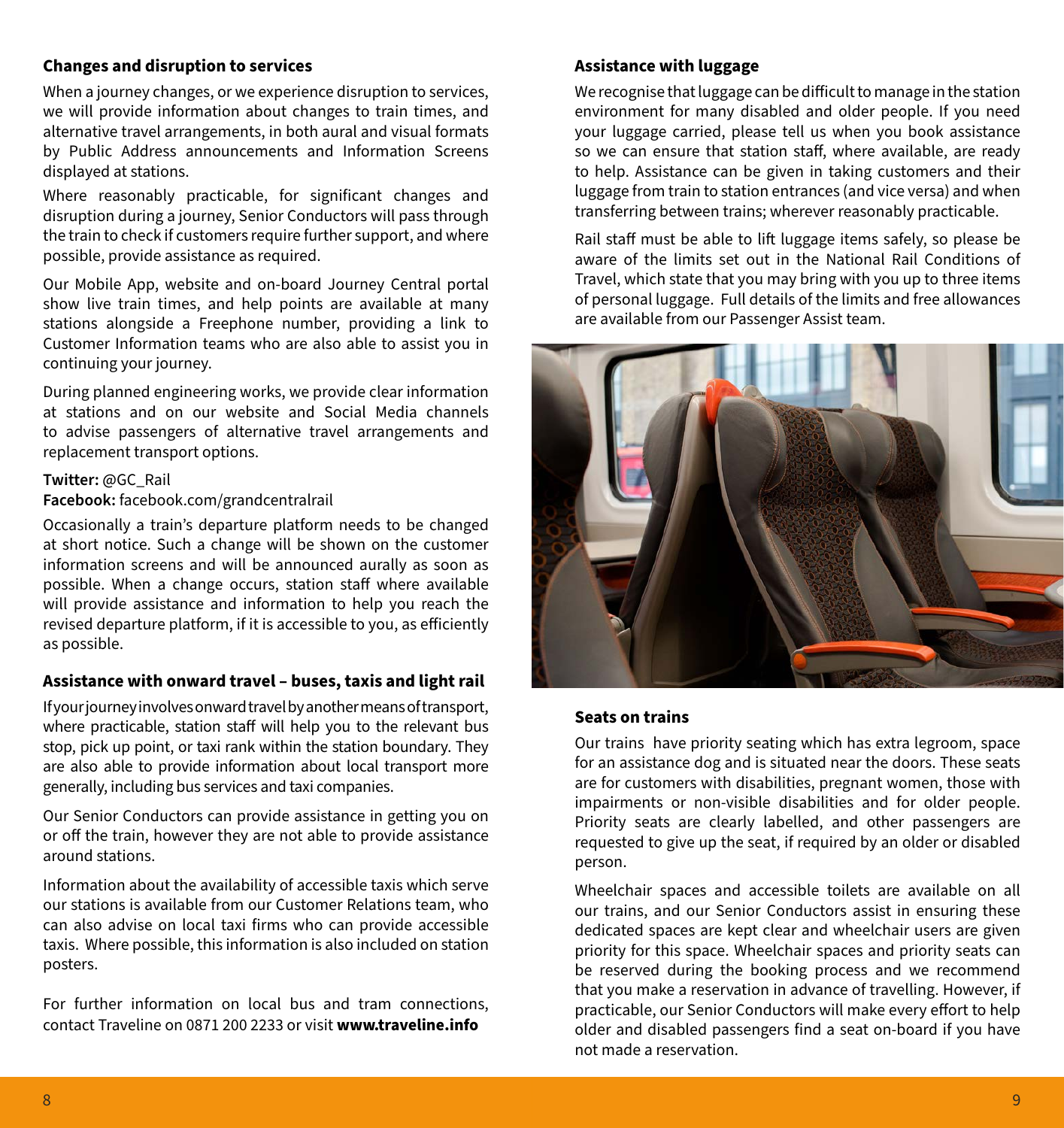## Changes and disruption to services

When a journey changes, or we experience disruption to services, we will provide information about changes to train times, and alternative travel arrangements, in both aural and visual formats by Public Address announcements and Information Screens displayed at stations.

Where reasonably practicable, for significant changes and disruption during a journey, Senior Conductors will pass through the train to check if customers require further support, and where possible, provide assistance as required.

Our Mobile App, website and on-board Journey Central portal show live train times, and help points are available at many stations alongside a Freephone number, providing a link to Customer Information teams who are also able to assist you in continuing your journey.

During planned engineering works, we provide clear information at stations and on our website and Social Media channels to advise passengers of alternative travel arrangements and replacement transport options.

**Twitter:** @GC_Rail
**Facebook:** facebook.com/grandcentralrail

Occasionally a train's departure platform needs to be changed at short notice. Such a change will be shown on the customer information screens and will be announced aurally as soon as possible. When a change occurs, station staff where available will provide assistance and information to help you reach the revised departure platform, if it is accessible to you, as efficiently as possible.

## Assistance with onward travel – buses, taxis and light rail

If your journey involves onward travel by another means of transport, where practicable, station staff will help you to the relevant bus stop, pick up point, or taxi rank within the station boundary. They are also able to provide information about local transport more generally, including bus services and taxi companies.

Our Senior Conductors can provide assistance in getting you on or off the train, however they are not able to provide assistance around stations.

Information about the availability of accessible taxis which serve our stations is available from our Customer Relations team, who can also advise on local taxi firms who can provide accessible taxis. Where possible, this information is also included on station posters.

For further information on local bus and tram connections, contact Traveline on 0871 200 2233 or visit **www.traveline.info**

## Assistance with luggage

We recognise that luggage can be difficult to manage in the station environment for many disabled and older people. If you need your luggage carried, please tell us when you book assistance so we can ensure that station staff, where available, are ready to help. Assistance can be given in taking customers and their luggage from train to station entrances (and vice versa) and when transferring between trains; wherever reasonably practicable.

Rail staff must be able to lift luggage items safely, so please be aware of the limits set out in the National Rail Conditions of Travel, which state that you may bring with you up to three items of personal luggage. Full details of the limits and free allowances are available from our Passenger Assist team.

## Seats on trains

Our trains have priority seating which has extra legroom, space for an assistance dog and is situated near the doors. These seats are for customers with disabilities, pregnant women, those with impairments or non-visible disabilities and for older people. Priority seats are clearly labelled, and other passengers are requested to give up the seat, if required by an older or disabled person.

Wheelchair spaces and accessible toilets are available on all our trains, and our Senior Conductors assist in ensuring these dedicated spaces are kept clear and wheelchair users are given priority for this space. Wheelchair spaces and priority seats can be reserved during the booking process and we recommend that you make a reservation in advance of travelling. However, if practicable, our Senior Conductors will make every effort to help older and disabled passengers find a seat on-board if you have not made a reservation.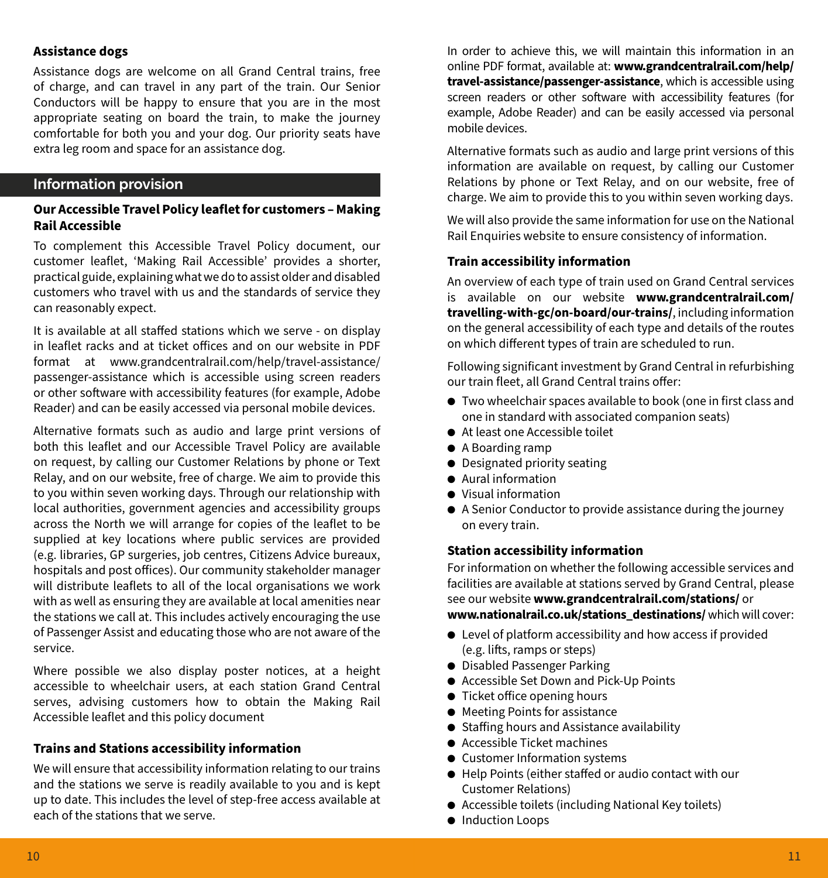### Assistance dogs

Assistance dogs are welcome on all Grand Central trains, free of charge, and can travel in any part of the train. Our Senior Conductors will be happy to ensure that you are in the most appropriate seating on board the train, to make the journey comfortable for both you and your dog. Our priority seats have extra leg room and space for an assistance dog.

## Information provision

### Our Accessible Travel Policy leaflet for customers – Making Rail Accessible

To complement this Accessible Travel Policy document, our customer leaflet, 'Making Rail Accessible' provides a shorter, practical guide, explaining what we do to assist older and disabled customers who travel with us and the standards of service they can reasonably expect.

It is available at all staffed stations which we serve - on display in leaflet racks and at ticket offices and on our website in PDF format at www.grandcentralrail.com/help/travel-assistance/passenger-assistance which is accessible using screen readers or other software with accessibility features (for example, Adobe Reader) and can be easily accessed via personal mobile devices.

Alternative formats such as audio and large print versions of both this leaflet and our Accessible Travel Policy are available on request, by calling our Customer Relations by phone or Text Relay, and on our website, free of charge. We aim to provide this to you within seven working days. Through our relationship with local authorities, government agencies and accessibility groups across the North we will arrange for copies of the leaflet to be supplied at key locations where public services are provided (e.g. libraries, GP surgeries, job centres, Citizens Advice bureaux, hospitals and post offices). Our community stakeholder manager will distribute leaflets to all of the local organisations we work with as well as ensuring they are available at local amenities near the stations we call at. This includes actively encouraging the use of Passenger Assist and educating those who are not aware of the service.

Where possible we also display poster notices, at a height accessible to wheelchair users, at each station Grand Central serves, advising customers how to obtain the Making Rail Accessible leaflet and this policy document

### Trains and Stations accessibility information

We will ensure that accessibility information relating to our trains and the stations we serve is readily available to you and is kept up to date. This includes the level of step-free access available at each of the stations that we serve.

In order to achieve this, we will maintain this information in an online PDF format, available at: **www.grandcentralrail.com/help/travel-assistance/passenger-assistance**, which is accessible using screen readers or other software with accessibility features (for example, Adobe Reader) and can be easily accessed via personal mobile devices.

Alternative formats such as audio and large print versions of this information are available on request, by calling our Customer Relations by phone or Text Relay, and on our website, free of charge. We aim to provide this to you within seven working days.

We will also provide the same information for use on the National Rail Enquiries website to ensure consistency of information.

### Train accessibility information

An overview of each type of train used on Grand Central services is available on our website **www.grandcentralrail.com/travelling-with-gc/on-board/our-trains/**, including information on the general accessibility of each type and details of the routes on which different types of train are scheduled to run.

Following significant investment by Grand Central in refurbishing our train fleet, all Grand Central trains offer:

- Two wheelchair spaces available to book (one in first class and one in standard with associated companion seats)
- At least one Accessible toilet
- A Boarding ramp
- Designated priority seating
- Aural information
- Visual information
- A Senior Conductor to provide assistance during the journey on every train.

### Station accessibility information

For information on whether the following accessible services and facilities are available at stations served by Grand Central, please see our website **www.grandcentralrail.com/stations/** or **www.nationalrail.co.uk/stations_destinations/** which will cover:

- Level of platform accessibility and how access if provided (e.g. lifts, ramps or steps)
- Disabled Passenger Parking
- Accessible Set Down and Pick-Up Points
- Ticket office opening hours
- Meeting Points for assistance
- Staffing hours and Assistance availability
- Accessible Ticket machines
- Customer Information systems
- Help Points (either staffed or audio contact with our Customer Relations)
- Accessible toilets (including National Key toilets)
- Induction Loops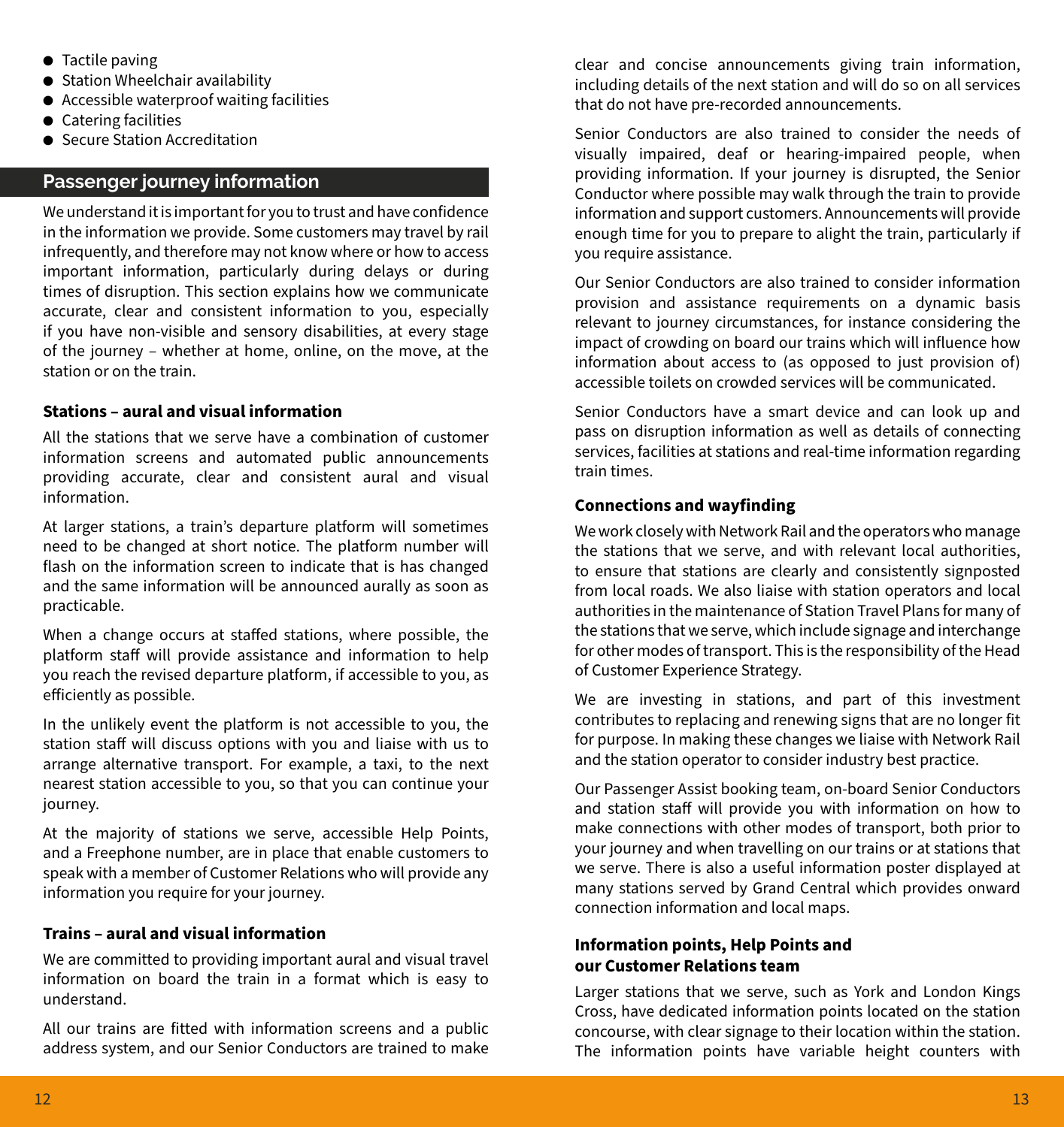- Tactile paving
- Station Wheelchair availability
- Accessible waterproof waiting facilities
- Catering facilities
- Secure Station Accreditation

## Passenger journey information

We understand it is important for you to trust and have confidence in the information we provide. Some customers may travel by rail infrequently, and therefore may not know where or how to access important information, particularly during delays or during times of disruption. This section explains how we communicate accurate, clear and consistent information to you, especially if you have non-visible and sensory disabilities, at every stage of the journey – whether at home, online, on the move, at the station or on the train.

### Stations – aural and visual information

All the stations that we serve have a combination of customer information screens and automated public announcements providing accurate, clear and consistent aural and visual information.

At larger stations, a train's departure platform will sometimes need to be changed at short notice. The platform number will flash on the information screen to indicate that is has changed and the same information will be announced aurally as soon as practicable.

When a change occurs at staffed stations, where possible, the platform staff will provide assistance and information to help you reach the revised departure platform, if accessible to you, as efficiently as possible.

In the unlikely event the platform is not accessible to you, the station staff will discuss options with you and liaise with us to arrange alternative transport. For example, a taxi, to the next nearest station accessible to you, so that you can continue your journey.

At the majority of stations we serve, accessible Help Points, and a Freephone number, are in place that enable customers to speak with a member of Customer Relations who will provide any information you require for your journey.

### Trains – aural and visual information

We are committed to providing important aural and visual travel information on board the train in a format which is easy to understand.

All our trains are fitted with information screens and a public address system, and our Senior Conductors are trained to make clear and concise announcements giving train information, including details of the next station and will do so on all services that do not have pre-recorded announcements.

Senior Conductors are also trained to consider the needs of visually impaired, deaf or hearing-impaired people, when providing information. If your journey is disrupted, the Senior Conductor where possible may walk through the train to provide information and support customers. Announcements will provide enough time for you to prepare to alight the train, particularly if you require assistance.

Our Senior Conductors are also trained to consider information provision and assistance requirements on a dynamic basis relevant to journey circumstances, for instance considering the impact of crowding on board our trains which will influence how information about access to (as opposed to just provision of) accessible toilets on crowded services will be communicated.

Senior Conductors have a smart device and can look up and pass on disruption information as well as details of connecting services, facilities at stations and real-time information regarding train times.

### Connections and wayfinding

We work closely with Network Rail and the operators who manage the stations that we serve, and with relevant local authorities, to ensure that stations are clearly and consistently signposted from local roads. We also liaise with station operators and local authorities in the maintenance of Station Travel Plans for many of the stations that we serve, which include signage and interchange for other modes of transport. This is the responsibility of the Head of Customer Experience Strategy.

We are investing in stations, and part of this investment contributes to replacing and renewing signs that are no longer fit for purpose. In making these changes we liaise with Network Rail and the station operator to consider industry best practice.

Our Passenger Assist booking team, on-board Senior Conductors and station staff will provide you with information on how to make connections with other modes of transport, both prior to your journey and when travelling on our trains or at stations that we serve. There is also a useful information poster displayed at many stations served by Grand Central which provides onward connection information and local maps.

### Information points, Help Points and our Customer Relations team

Larger stations that we serve, such as York and London Kings Cross, have dedicated information points located on the station concourse, with clear signage to their location within the station. The information points have variable height counters with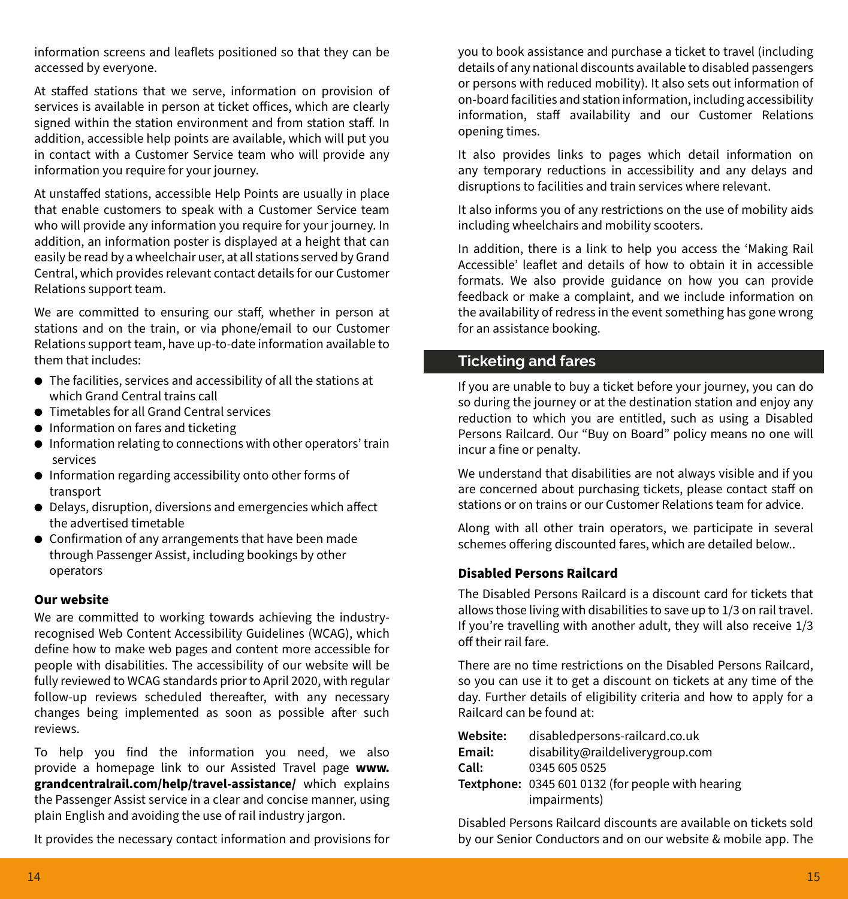information screens and leaflets positioned so that they can be accessed by everyone.

At staffed stations that we serve, information on provision of services is available in person at ticket offices, which are clearly signed within the station environment and from station staff. In addition, accessible help points are available, which will put you in contact with a Customer Service team who will provide any information you require for your journey.

At unstaffed stations, accessible Help Points are usually in place that enable customers to speak with a Customer Service team who will provide any information you require for your journey. In addition, an information poster is displayed at a height that can easily be read by a wheelchair user, at all stations served by Grand Central, which provides relevant contact details for our Customer Relations support team.

We are committed to ensuring our staff, whether in person at stations and on the train, or via phone/email to our Customer Relations support team, have up-to-date information available to them that includes:

- The facilities, services and accessibility of all the stations at which Grand Central trains call
- Timetables for all Grand Central services
- Information on fares and ticketing
- Information relating to connections with other operators' train services
- Information regarding accessibility onto other forms of transport
- Delays, disruption, diversions and emergencies which affect the advertised timetable
- Confirmation of any arrangements that have been made through Passenger Assist, including bookings by other operators

### Our website

We are committed to working towards achieving the industry-recognised Web Content Accessibility Guidelines (WCAG), which define how to make web pages and content more accessible for people with disabilities. The accessibility of our website will be fully reviewed to WCAG standards prior to April 2020, with regular follow-up reviews scheduled thereafter, with any necessary changes being implemented as soon as possible after such reviews.

To help you find the information you need, we also provide a homepage link to our Assisted Travel page **www.grandcentralrail.com/help/travel-assistance/** which explains the Passenger Assist service in a clear and concise manner, using plain English and avoiding the use of rail industry jargon.

It provides the necessary contact information and provisions for you to book assistance and purchase a ticket to travel (including details of any national discounts available to disabled passengers or persons with reduced mobility). It also sets out information of on-board facilities and station information, including accessibility information, staff availability and our Customer Relations opening times.

It also provides links to pages which detail information on any temporary reductions in accessibility and any delays and disruptions to facilities and train services where relevant.

It also informs you of any restrictions on the use of mobility aids including wheelchairs and mobility scooters.

In addition, there is a link to help you access the 'Making Rail Accessible' leaflet and details of how to obtain it in accessible formats. We also provide guidance on how you can provide feedback or make a complaint, and we include information on the availability of redress in the event something has gone wrong for an assistance booking.

## Ticketing and fares

If you are unable to buy a ticket before your journey, you can do so during the journey or at the destination station and enjoy any reduction to which you are entitled, such as using a Disabled Persons Railcard. Our "Buy on Board" policy means no one will incur a fine or penalty.

We understand that disabilities are not always visible and if you are concerned about purchasing tickets, please contact staff on stations or on trains or our Customer Relations team for advice.

Along with all other train operators, we participate in several schemes offering discounted fares, which are detailed below..

### Disabled Persons Railcard

The Disabled Persons Railcard is a discount card for tickets that allows those living with disabilities to save up to 1/3 on rail travel. If you're travelling with another adult, they will also receive 1/3 off their rail fare.

There are no time restrictions on the Disabled Persons Railcard, so you can use it to get a discount on tickets at any time of the day. Further details of eligibility criteria and how to apply for a Railcard can be found at:

**Website:** disabledpersons-railcard.co.uk
**Email:** disability@raildeliverygroup.com
**Call:** 0345 605 0525
**Textphone:** 0345 601 0132 (for people with hearing impairments)

Disabled Persons Railcard discounts are available on tickets sold by our Senior Conductors and on our website & mobile app. The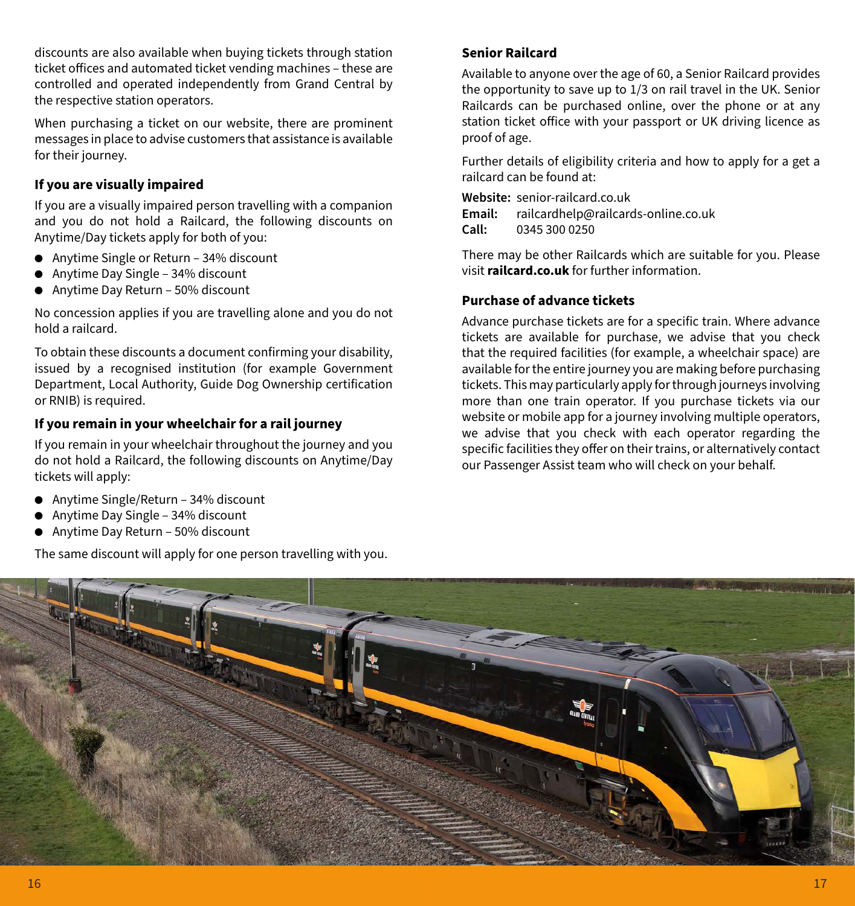discounts are also available when buying tickets through station ticket offices and automated ticket vending machines – these are controlled and operated independently from Grand Central by the respective station operators.

When purchasing a ticket on our website, there are prominent messages in place to advise customers that assistance is available for their journey.

### If you are visually impaired

If you are a visually impaired person travelling with a companion and you do not hold a Railcard, the following discounts on Anytime/Day tickets apply for both of you:

- Anytime Single or Return – 34% discount
- Anytime Day Single – 34% discount
- Anytime Day Return – 50% discount

No concession applies if you are travelling alone and you do not hold a railcard.

To obtain these discounts a document confirming your disability, issued by a recognised institution (for example Government Department, Local Authority, Guide Dog Ownership certification or RNIB) is required.

### If you remain in your wheelchair for a rail journey

If you remain in your wheelchair throughout the journey and you do not hold a Railcard, the following discounts on Anytime/Day tickets will apply:

- Anytime Single/Return – 34% discount
- Anytime Day Single – 34% discount
- Anytime Day Return – 50% discount

The same discount will apply for one person travelling with you.

### Senior Railcard

Available to anyone over the age of 60, a Senior Railcard provides the opportunity to save up to 1/3 on rail travel in the UK. Senior Railcards can be purchased online, over the phone or at any station ticket office with your passport or UK driving licence as proof of age.

Further details of eligibility criteria and how to apply for a get a railcard can be found at:

**Website:** senior-railcard.co.uk
**Email:** railcardhelp@railcards-online.co.uk
**Call:** 0345 300 0250

There may be other Railcards which are suitable for you. Please visit **railcard.co.uk** for further information.

### Purchase of advance tickets

Advance purchase tickets are for a specific train. Where advance tickets are available for purchase, we advise that you check that the required facilities (for example, a wheelchair space) are available for the entire journey you are making before purchasing tickets. This may particularly apply for through journeys involving more than one train operator. If you purchase tickets via our website or mobile app for a journey involving multiple operators, we advise that you check with each operator regarding the specific facilities they offer on their trains, or alternatively contact our Passenger Assist team who will check on your behalf.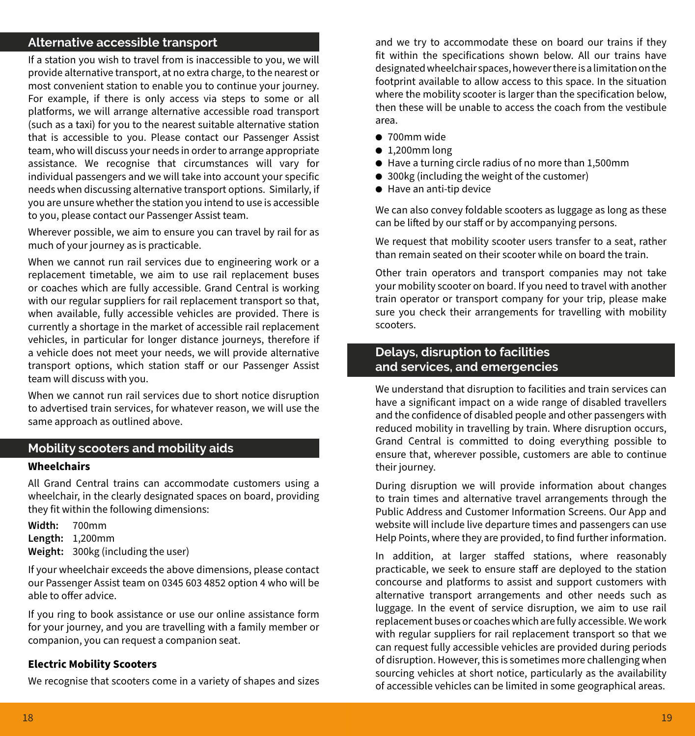## Alternative accessible transport

If a station you wish to travel from is inaccessible to you, we will provide alternative transport, at no extra charge, to the nearest or most convenient station to enable you to continue your journey. For example, if there is only access via steps to some or all platforms, we will arrange alternative accessible road transport (such as a taxi) for you to the nearest suitable alternative station that is accessible to you. Please contact our Passenger Assist team, who will discuss your needs in order to arrange appropriate assistance. We recognise that circumstances will vary for individual passengers and we will take into account your specific needs when discussing alternative transport options. Similarly, if you are unsure whether the station you intend to use is accessible to you, please contact our Passenger Assist team.

Wherever possible, we aim to ensure you can travel by rail for as much of your journey as is practicable.

When we cannot run rail services due to engineering work or a replacement timetable, we aim to use rail replacement buses or coaches which are fully accessible. Grand Central is working with our regular suppliers for rail replacement transport so that, when available, fully accessible vehicles are provided. There is currently a shortage in the market of accessible rail replacement vehicles, in particular for longer distance journeys, therefore if a vehicle does not meet your needs, we will provide alternative transport options, which station staff or our Passenger Assist team will discuss with you.

When we cannot run rail services due to short notice disruption to advertised train services, for whatever reason, we will use the same approach as outlined above.

## Mobility scooters and mobility aids

### Wheelchairs

All Grand Central trains can accommodate customers using a wheelchair, in the clearly designated spaces on board, providing they fit within the following dimensions:

**Width:** 700mm
**Length:** 1,200mm
**Weight:** 300kg (including the user)

If your wheelchair exceeds the above dimensions, please contact our Passenger Assist team on 0345 603 4852 option 4 who will be able to offer advice.

If you ring to book assistance or use our online assistance form for your journey, and you are travelling with a family member or companion, you can request a companion seat.

### Electric Mobility Scooters

We recognise that scooters come in a variety of shapes and sizes and we try to accommodate these on board our trains if they fit within the specifications shown below. All our trains have designated wheelchair spaces, however there is a limitation on the footprint available to allow access to this space. In the situation where the mobility scooter is larger than the specification below, then these will be unable to access the coach from the vestibule area.

- 700mm wide
- 1,200mm long
- Have a turning circle radius of no more than 1,500mm
- 300kg (including the weight of the customer)
- Have an anti-tip device

We can also convey foldable scooters as luggage as long as these can be lifted by our staff or by accompanying persons.

We request that mobility scooter users transfer to a seat, rather than remain seated on their scooter while on board the train.

Other train operators and transport companies may not take your mobility scooter on board. If you need to travel with another train operator or transport company for your trip, please make sure you check their arrangements for travelling with mobility scooters.

## Delays, disruption to facilities and services, and emergencies

We understand that disruption to facilities and train services can have a significant impact on a wide range of disabled travellers and the confidence of disabled people and other passengers with reduced mobility in travelling by train. Where disruption occurs, Grand Central is committed to doing everything possible to ensure that, wherever possible, customers are able to continue their journey.

During disruption we will provide information about changes to train times and alternative travel arrangements through the Public Address and Customer Information Screens. Our App and website will include live departure times and passengers can use Help Points, where they are provided, to find further information.

In addition, at larger staffed stations, where reasonably practicable, we seek to ensure staff are deployed to the station concourse and platforms to assist and support customers with alternative transport arrangements and other needs such as luggage. In the event of service disruption, we aim to use rail replacement buses or coaches which are fully accessible. We work with regular suppliers for rail replacement transport so that we can request fully accessible vehicles are provided during periods of disruption. However, this is sometimes more challenging when sourcing vehicles at short notice, particularly as the availability of accessible vehicles can be limited in some geographical areas.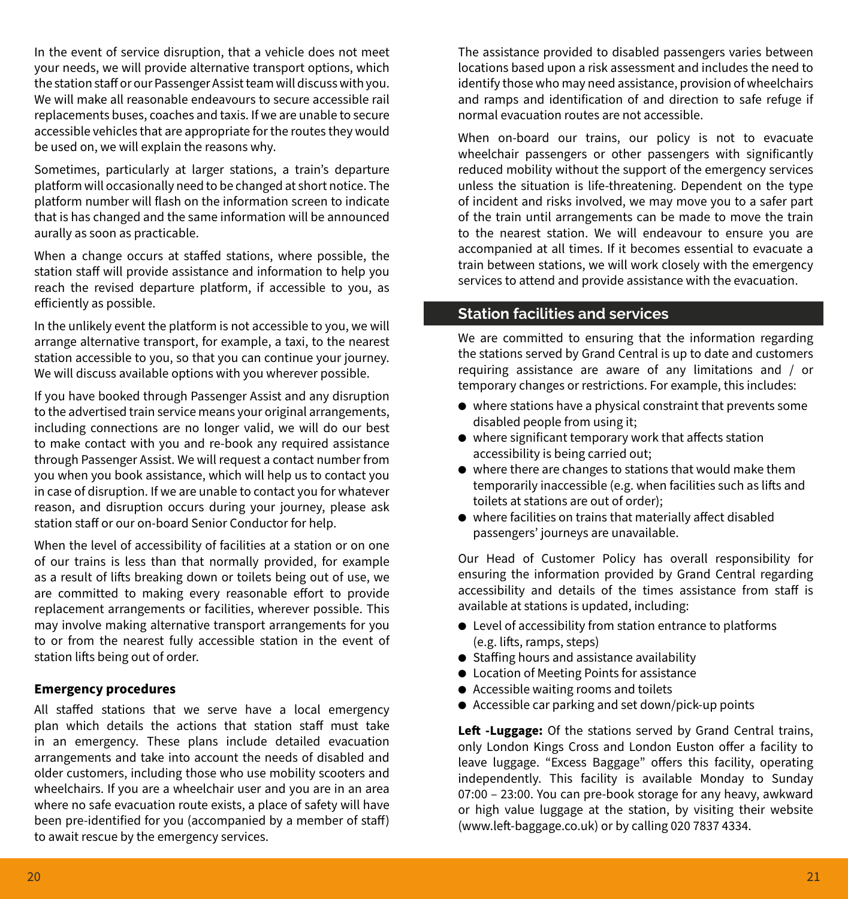In the event of service disruption, that a vehicle does not meet your needs, we will provide alternative transport options, which the station staff or our Passenger Assist team will discuss with you. We will make all reasonable endeavours to secure accessible rail replacements buses, coaches and taxis. If we are unable to secure accessible vehicles that are appropriate for the routes they would be used on, we will explain the reasons why.

Sometimes, particularly at larger stations, a train's departure platform will occasionally need to be changed at short notice. The platform number will flash on the information screen to indicate that is has changed and the same information will be announced aurally as soon as practicable.

When a change occurs at staffed stations, where possible, the station staff will provide assistance and information to help you reach the revised departure platform, if accessible to you, as efficiently as possible.

In the unlikely event the platform is not accessible to you, we will arrange alternative transport, for example, a taxi, to the nearest station accessible to you, so that you can continue your journey. We will discuss available options with you wherever possible.

If you have booked through Passenger Assist and any disruption to the advertised train service means your original arrangements, including connections are no longer valid, we will do our best to make contact with you and re-book any required assistance through Passenger Assist. We will request a contact number from you when you book assistance, which will help us to contact you in case of disruption. If we are unable to contact you for whatever reason, and disruption occurs during your journey, please ask station staff or our on-board Senior Conductor for help.

When the level of accessibility of facilities at a station or on one of our trains is less than that normally provided, for example as a result of lifts breaking down or toilets being out of use, we are committed to making every reasonable effort to provide replacement arrangements or facilities, wherever possible. This may involve making alternative transport arrangements for you to or from the nearest fully accessible station in the event of station lifts being out of order.

**Emergency procedures**

All staffed stations that we serve have a local emergency plan which details the actions that station staff must take in an emergency. These plans include detailed evacuation arrangements and take into account the needs of disabled and older customers, including those who use mobility scooters and wheelchairs. If you are a wheelchair user and you are in an area where no safe evacuation route exists, a place of safety will have been pre-identified for you (accompanied by a member of staff) to await rescue by the emergency services.

The assistance provided to disabled passengers varies between locations based upon a risk assessment and includes the need to identify those who may need assistance, provision of wheelchairs and ramps and identification of and direction to safe refuge if normal evacuation routes are not accessible.

When on-board our trains, our policy is not to evacuate wheelchair passengers or other passengers with significantly reduced mobility without the support of the emergency services unless the situation is life-threatening. Dependent on the type of incident and risks involved, we may move you to a safer part of the train until arrangements can be made to move the train to the nearest station. We will endeavour to ensure you are accompanied at all times. If it becomes essential to evacuate a train between stations, we will work closely with the emergency services to attend and provide assistance with the evacuation.

## Station facilities and services

We are committed to ensuring that the information regarding the stations served by Grand Central is up to date and customers requiring assistance are aware of any limitations and / or temporary changes or restrictions. For example, this includes:

- where stations have a physical constraint that prevents some disabled people from using it;
- where significant temporary work that affects station accessibility is being carried out;
- where there are changes to stations that would make them temporarily inaccessible (e.g. when facilities such as lifts and toilets at stations are out of order);
- where facilities on trains that materially affect disabled passengers' journeys are unavailable.

Our Head of Customer Policy has overall responsibility for ensuring the information provided by Grand Central regarding accessibility and details of the times assistance from staff is available at stations is updated, including:

- Level of accessibility from station entrance to platforms (e.g. lifts, ramps, steps)
- Staffing hours and assistance availability
- Location of Meeting Points for assistance
- Accessible waiting rooms and toilets
- Accessible car parking and set down/pick-up points

**Left -Luggage:** Of the stations served by Grand Central trains, only London Kings Cross and London Euston offer a facility to leave luggage. "Excess Baggage" offers this facility, operating independently. This facility is available Monday to Sunday 07:00 – 23:00. You can pre-book storage for any heavy, awkward or high value luggage at the station, by visiting their website (www.left-baggage.co.uk) or by calling 020 7837 4334.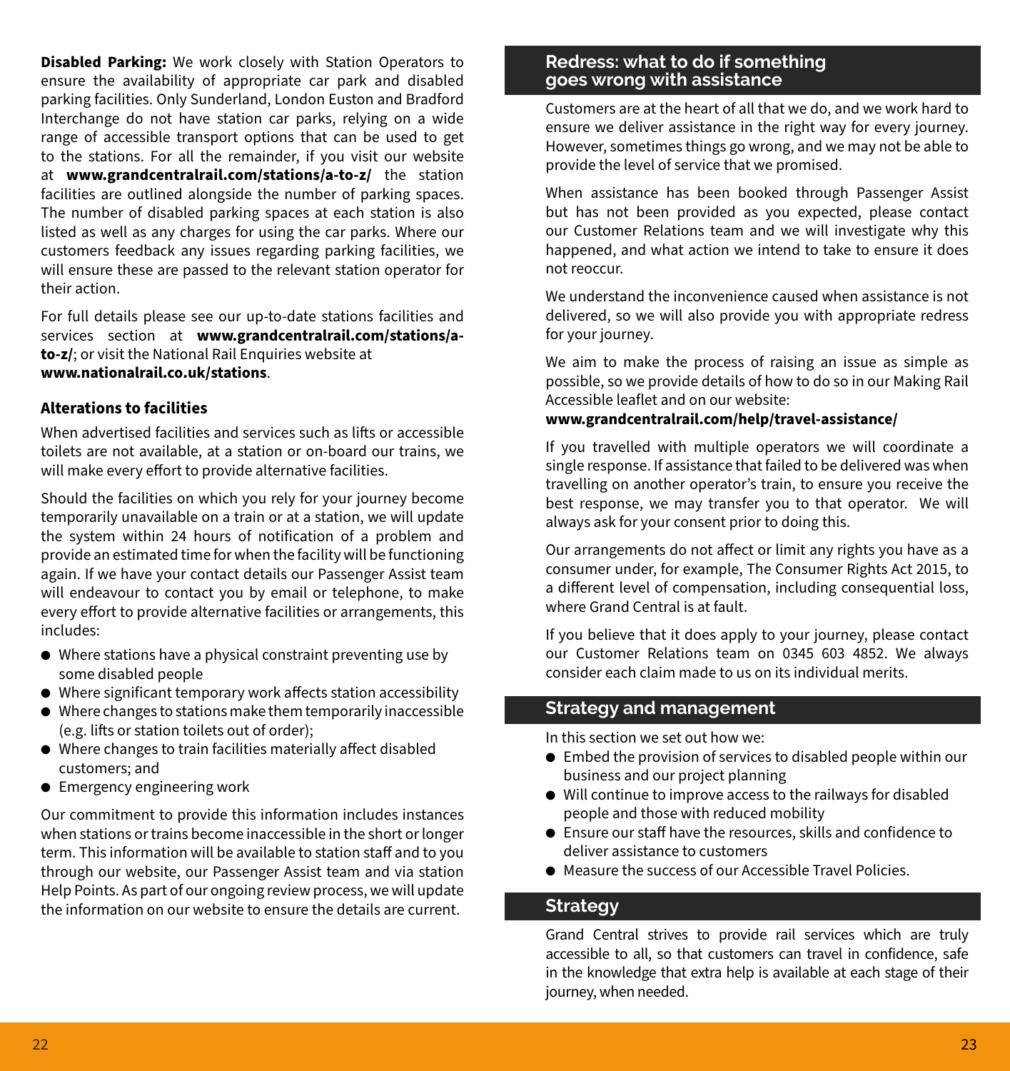**Disabled Parking:** We work closely with Station Operators to ensure the availability of appropriate car park and disabled parking facilities. Only Sunderland, London Euston and Bradford Interchange do not have station car parks, relying on a wide range of accessible transport options that can be used to get to the stations. For all the remainder, if you visit our website at **www.grandcentralrail.com/stations/a-to-z/** the station facilities are outlined alongside the number of parking spaces. The number of disabled parking spaces at each station is also listed as well as any charges for using the car parks. Where our customers feedback any issues regarding parking facilities, we will ensure these are passed to the relevant station operator for their action.

For full details please see our up-to-date stations facilities and services section at **www.grandcentralrail.com/stations/a-to-z/**; or visit the National Rail Enquiries website at **www.nationalrail.co.uk/stations**.

### Alterations to facilities

When advertised facilities and services such as lifts or accessible toilets are not available, at a station or on-board our trains, we will make every effort to provide alternative facilities.

Should the facilities on which you rely for your journey become temporarily unavailable on a train or at a station, we will update the system within 24 hours of notification of a problem and provide an estimated time for when the facility will be functioning again. If we have your contact details our Passenger Assist team will endeavour to contact you by email or telephone, to make every effort to provide alternative facilities or arrangements, this includes:

- Where stations have a physical constraint preventing use by some disabled people
- Where significant temporary work affects station accessibility
- Where changes to stations make them temporarily inaccessible (e.g. lifts or station toilets out of order);
- Where changes to train facilities materially affect disabled customers; and
- Emergency engineering work

Our commitment to provide this information includes instances when stations or trains become inaccessible in the short or longer term. This information will be available to station staff and to you through our website, our Passenger Assist team and via station Help Points. As part of our ongoing review process, we will update the information on our website to ensure the details are current.

## Redress: what to do if something goes wrong with assistance

Customers are at the heart of all that we do, and we work hard to ensure we deliver assistance in the right way for every journey. However, sometimes things go wrong, and we may not be able to provide the level of service that we promised.

When assistance has been booked through Passenger Assist but has not been provided as you expected, please contact our Customer Relations team and we will investigate why this happened, and what action we intend to take to ensure it does not reoccur.

We understand the inconvenience caused when assistance is not delivered, so we will also provide you with appropriate redress for your journey.

We aim to make the process of raising an issue as simple as possible, so we provide details of how to do so in our Making Rail Accessible leaflet and on our website:
**www.grandcentralrail.com/help/travel-assistance/**

If you travelled with multiple operators we will coordinate a single response. If assistance that failed to be delivered was when travelling on another operator's train, to ensure you receive the best response, we may transfer you to that operator. We will always ask for your consent prior to doing this.

Our arrangements do not affect or limit any rights you have as a consumer under, for example, The Consumer Rights Act 2015, to a different level of compensation, including consequential loss, where Grand Central is at fault.

If you believe that it does apply to your journey, please contact our Customer Relations team on 0345 603 4852. We always consider each claim made to us on its individual merits.

## Strategy and management

In this section we set out how we:

- Embed the provision of services to disabled people within our business and our project planning
- Will continue to improve access to the railways for disabled people and those with reduced mobility
- Ensure our staff have the resources, skills and confidence to deliver assistance to customers
- Measure the success of our Accessible Travel Policies.

## Strategy

Grand Central strives to provide rail services which are truly accessible to all, so that customers can travel in confidence, safe in the knowledge that extra help is available at each stage of their journey, when needed.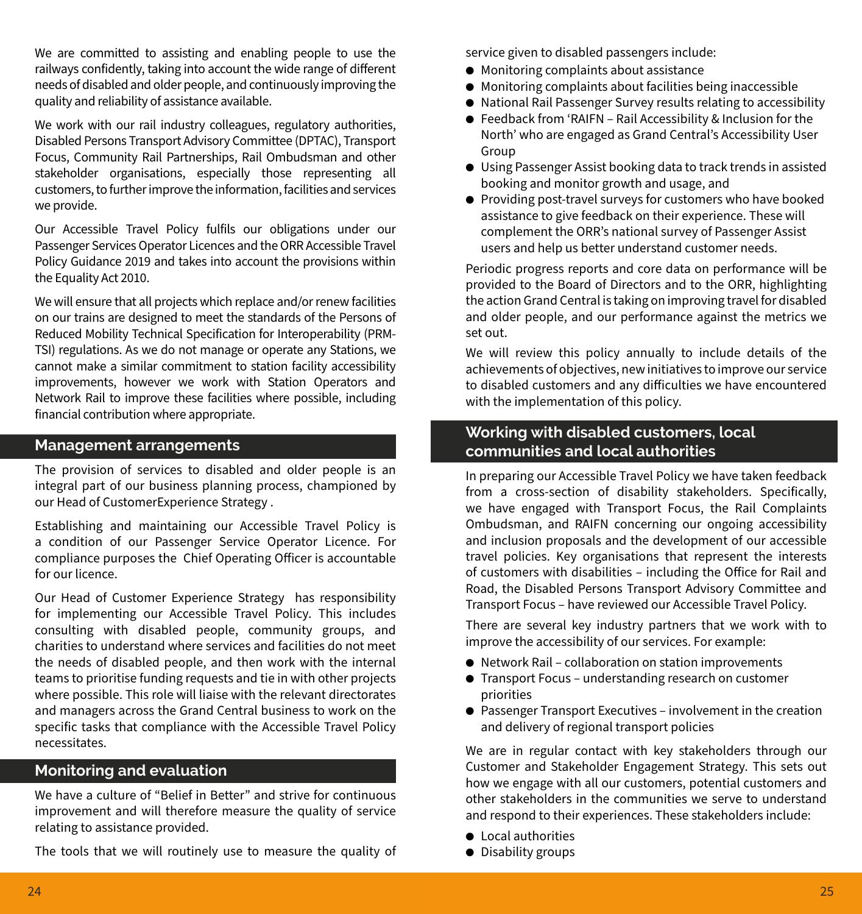We are committed to assisting and enabling people to use the railways confidently, taking into account the wide range of different needs of disabled and older people, and continuously improving the quality and reliability of assistance available.

We work with our rail industry colleagues, regulatory authorities, Disabled Persons Transport Advisory Committee (DPTAC), Transport Focus, Community Rail Partnerships, Rail Ombudsman and other stakeholder organisations, especially those representing all customers, to further improve the information, facilities and services we provide.

Our Accessible Travel Policy fulfils our obligations under our Passenger Services Operator Licences and the ORR Accessible Travel Policy Guidance 2019 and takes into account the provisions within the Equality Act 2010.

We will ensure that all projects which replace and/or renew facilities on our trains are designed to meet the standards of the Persons of Reduced Mobility Technical Specification for Interoperability (PRM-TSI) regulations. As we do not manage or operate any Stations, we cannot make a similar commitment to station facility accessibility improvements, however we work with Station Operators and Network Rail to improve these facilities where possible, including financial contribution where appropriate.

## Management arrangements

The provision of services to disabled and older people is an integral part of our business planning process, championed by our Head of CustomerExperience Strategy .

Establishing and maintaining our Accessible Travel Policy is a condition of our Passenger Service Operator Licence. For compliance purposes the Chief Operating Officer is accountable for our licence.

Our Head of Customer Experience Strategy has responsibility for implementing our Accessible Travel Policy. This includes consulting with disabled people, community groups, and charities to understand where services and facilities do not meet the needs of disabled people, and then work with the internal teams to prioritise funding requests and tie in with other projects where possible. This role will liaise with the relevant directorates and managers across the Grand Central business to work on the specific tasks that compliance with the Accessible Travel Policy necessitates.

## Monitoring and evaluation

We have a culture of "Belief in Better" and strive for continuous improvement and will therefore measure the quality of service relating to assistance provided.

The tools that we will routinely use to measure the quality of service given to disabled passengers include:

- Monitoring complaints about assistance
- Monitoring complaints about facilities being inaccessible
- National Rail Passenger Survey results relating to accessibility
- Feedback from 'RAIFN – Rail Accessibility & Inclusion for the North' who are engaged as Grand Central's Accessibility User Group
- Using Passenger Assist booking data to track trends in assisted booking and monitor growth and usage, and
- Providing post-travel surveys for customers who have booked assistance to give feedback on their experience. These will complement the ORR's national survey of Passenger Assist users and help us better understand customer needs.

Periodic progress reports and core data on performance will be provided to the Board of Directors and to the ORR, highlighting the action Grand Central is taking on improving travel for disabled and older people, and our performance against the metrics we set out.

We will review this policy annually to include details of the achievements of objectives, new initiatives to improve our service to disabled customers and any difficulties we have encountered with the implementation of this policy.

## Working with disabled customers, local communities and local authorities

In preparing our Accessible Travel Policy we have taken feedback from a cross-section of disability stakeholders. Specifically, we have engaged with Transport Focus, the Rail Complaints Ombudsman, and RAIFN concerning our ongoing accessibility and inclusion proposals and the development of our accessible travel policies. Key organisations that represent the interests of customers with disabilities – including the Office for Rail and Road, the Disabled Persons Transport Advisory Committee and Transport Focus – have reviewed our Accessible Travel Policy.

There are several key industry partners that we work with to improve the accessibility of our services. For example:

- Network Rail – collaboration on station improvements
- Transport Focus – understanding research on customer priorities
- Passenger Transport Executives – involvement in the creation and delivery of regional transport policies

We are in regular contact with key stakeholders through our Customer and Stakeholder Engagement Strategy. This sets out how we engage with all our customers, potential customers and other stakeholders in the communities we serve to understand and respond to their experiences. These stakeholders include:

- Local authorities
- Disability groups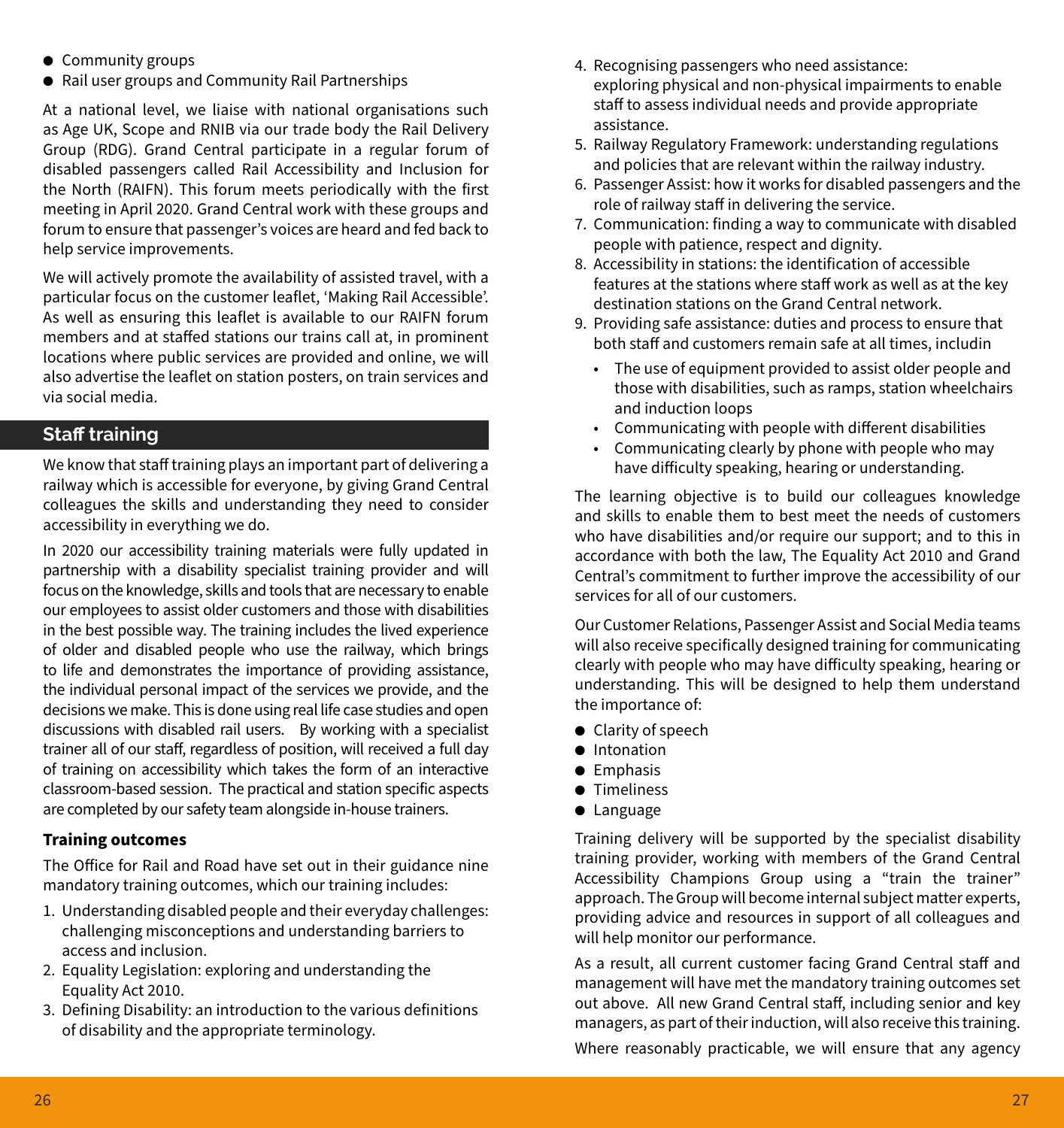- Community groups
- Rail user groups and Community Rail Partnerships

At a national level, we liaise with national organisations such as Age UK, Scope and RNIB via our trade body the Rail Delivery Group (RDG). Grand Central participate in a regular forum of disabled passengers called Rail Accessibility and Inclusion for the North (RAIFN). This forum meets periodically with the first meeting in April 2020. Grand Central work with these groups and forum to ensure that passenger's voices are heard and fed back to help service improvements.

We will actively promote the availability of assisted travel, with a particular focus on the customer leaflet, 'Making Rail Accessible'. As well as ensuring this leaflet is available to our RAIFN forum members and at staffed stations our trains call at, in prominent locations where public services are provided and online, we will also advertise the leaflet on station posters, on train services and via social media.

## Staff training

We know that staff training plays an important part of delivering a railway which is accessible for everyone, by giving Grand Central colleagues the skills and understanding they need to consider accessibility in everything we do.

In 2020 our accessibility training materials were fully updated in partnership with a disability specialist training provider and will focus on the knowledge, skills and tools that are necessary to enable our employees to assist older customers and those with disabilities in the best possible way. The training includes the lived experience of older and disabled people who use the railway, which brings to life and demonstrates the importance of providing assistance, the individual personal impact of the services we provide, and the decisions we make. This is done using real life case studies and open discussions with disabled rail users. By working with a specialist trainer all of our staff, regardless of position, will received a full day of training on accessibility which takes the form of an interactive classroom-based session. The practical and station specific aspects are completed by our safety team alongside in-house trainers.

### Training outcomes

The Office for Rail and Road have set out in their guidance nine mandatory training outcomes, which our training includes:

1. Understanding disabled people and their everyday challenges: challenging misconceptions and understanding barriers to access and inclusion.
2. Equality Legislation: exploring and understanding the Equality Act 2010.
3. Defining Disability: an introduction to the various definitions of disability and the appropriate terminology.
4. Recognising passengers who need assistance: exploring physical and non-physical impairments to enable staff to assess individual needs and provide appropriate assistance.
5. Railway Regulatory Framework: understanding regulations and policies that are relevant within the railway industry.
6. Passenger Assist: how it works for disabled passengers and the role of railway staff in delivering the service.
7. Communication: finding a way to communicate with disabled people with patience, respect and dignity.
8. Accessibility in stations: the identification of accessible features at the stations where staff work as well as at the key destination stations on the Grand Central network.
9. Providing safe assistance: duties and process to ensure that both staff and customers remain safe at all times, includin
   - The use of equipment provided to assist older people and those with disabilities, such as ramps, station wheelchairs and induction loops
   - Communicating with people with different disabilities
   - Communicating clearly by phone with people who may have difficulty speaking, hearing or understanding.

The learning objective is to build our colleagues knowledge and skills to enable them to best meet the needs of customers who have disabilities and/or require our support; and to this in accordance with both the law, The Equality Act 2010 and Grand Central's commitment to further improve the accessibility of our services for all of our customers.

Our Customer Relations, Passenger Assist and Social Media teams will also receive specifically designed training for communicating clearly with people who may have difficulty speaking, hearing or understanding. This will be designed to help them understand the importance of:

- Clarity of speech
- Intonation
- Emphasis
- Timeliness
- Language

Training delivery will be supported by the specialist disability training provider, working with members of the Grand Central Accessibility Champions Group using a "train the trainer" approach. The Group will become internal subject matter experts, providing advice and resources in support of all colleagues and will help monitor our performance.

As a result, all current customer facing Grand Central staff and management will have met the mandatory training outcomes set out above. All new Grand Central staff, including senior and key managers, as part of their induction, will also receive this training.

Where reasonably practicable, we will ensure that any agency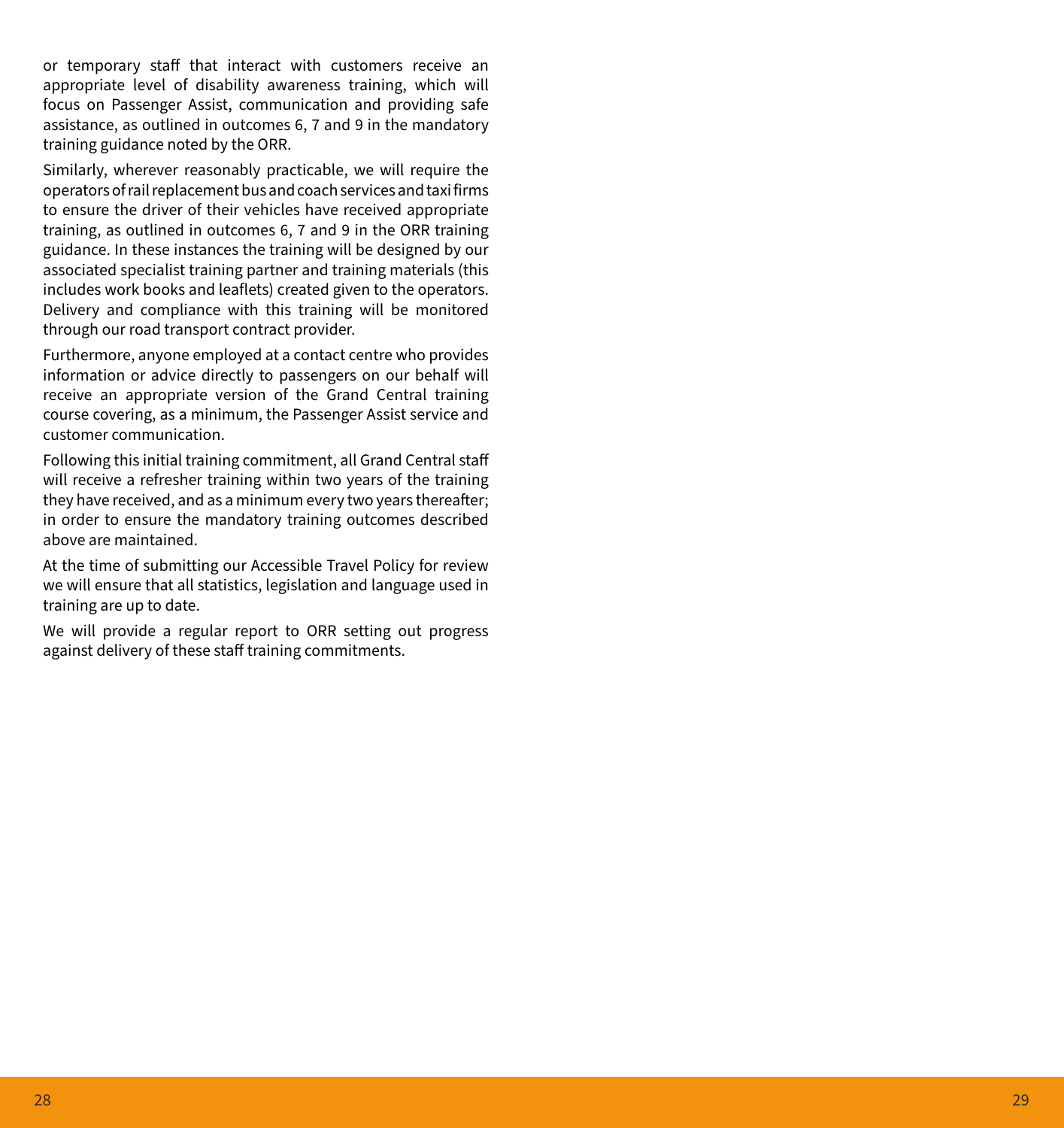or temporary staff that interact with customers receive an appropriate level of disability awareness training, which will focus on Passenger Assist, communication and providing safe assistance, as outlined in outcomes 6, 7 and 9 in the mandatory training guidance noted by the ORR.

Similarly, wherever reasonably practicable, we will require the operators of rail replacement bus and coach services and taxi firms to ensure the driver of their vehicles have received appropriate training, as outlined in outcomes 6, 7 and 9 in the ORR training guidance. In these instances the training will be designed by our associated specialist training partner and training materials (this includes work books and leaflets) created given to the operators. Delivery and compliance with this training will be monitored through our road transport contract provider.

Furthermore, anyone employed at a contact centre who provides information or advice directly to passengers on our behalf will receive an appropriate version of the Grand Central training course covering, as a minimum, the Passenger Assist service and customer communication.

Following this initial training commitment, all Grand Central staff will receive a refresher training within two years of the training they have received, and as a minimum every two years thereafter; in order to ensure the mandatory training outcomes described above are maintained.

At the time of submitting our Accessible Travel Policy for review we will ensure that all statistics, legislation and language used in training are up to date.

We will provide a regular report to ORR setting out progress against delivery of these staff training commitments.